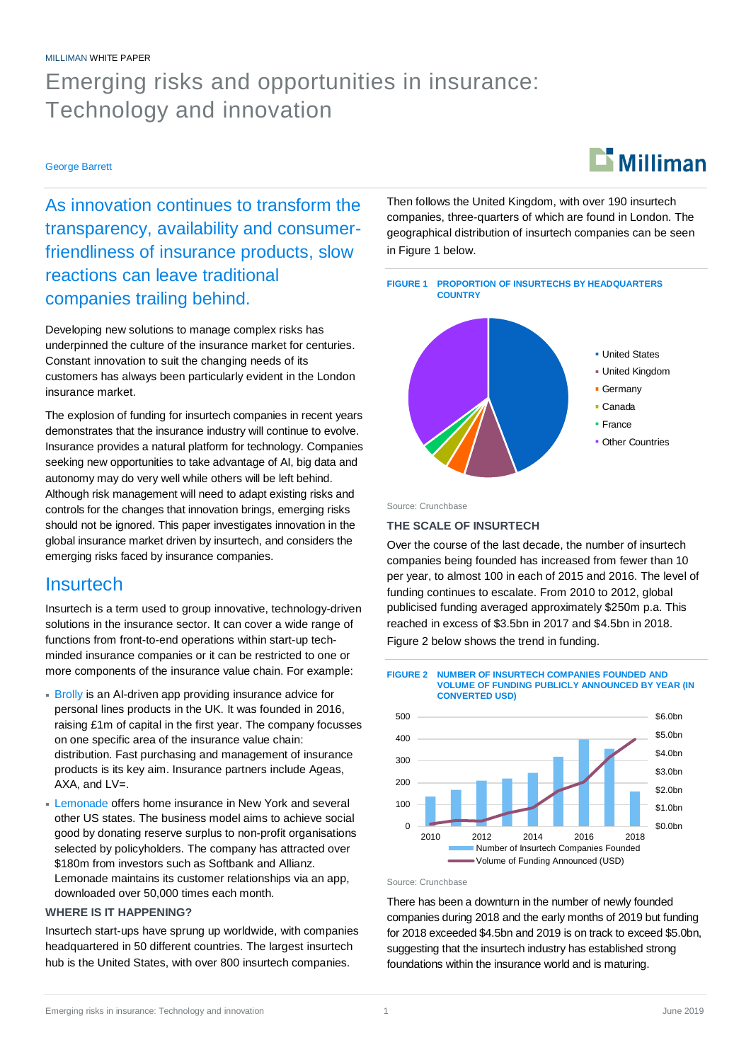MILLIMAN WHITE PAPER

# Emerging risks and opportunities in insurance: Technology and innovation

George Barrett

As innovation continues to transform the transparency, availability and consumer-friendliness of insurance products, slow reactions can leave traditional companies trailing behind.

Developing new solutions to manage complex risks has underpinned the culture of the insurance market for centuries. Constant innovation to suit the changing needs of its customers has always been particularly evident in the London insurance market.

The explosion of funding for insurtech companies in recent years demonstrates that the insurance industry will continue to evolve. Insurance provides a natural platform for technology. Companies seeking new opportunities to take advantage of AI, big data and autonomy may do very well while others will be left behind. Although risk management will need to adapt existing risks and controls for the changes that innovation brings, emerging risks should not be ignored. This paper investigates innovation in the global insurance market driven by insurtech, and considers the emerging risks faced by insurance companies.

## Insurtech

Insurtech is a term used to group innovative, technology-driven solutions in the insurance sector. It can cover a wide range of functions from front-to-end operations within start-up tech-minded insurance companies or it can be restricted to one or more components of the insurance value chain. For example:

- Brolly is an AI-driven app providing insurance advice for personal lines products in the UK. It was founded in 2016, raising £1m of capital in the first year. The company focusses on one specific area of the insurance value chain: distribution. Fast purchasing and management of insurance products is its key aim. Insurance partners include Ageas, AXA, and LV=.
- Lemonade offers home insurance in New York and several other US states. The business model aims to achieve social good by donating reserve surplus to non-profit organisations selected by policyholders. The company has attracted over $180m from investors such as Softbank and Allianz. Lemonade maintains its customer relationships via an app, downloaded over 50,000 times each month.

### WHERE IS IT HAPPENING?

Insurtech start-ups have sprung up worldwide, with companies headquartered in 50 different countries. The largest insurtech hub is the United States, with over 800 insurtech companies. Then follows the United Kingdom, with over 190 insurtech companies, three-quarters of which are found in London. The geographical distribution of insurtech companies can be seen in Figure 1 below.

FIGURE 1 PROPORTION OF INSURTECHS BY HEADQUARTERS COUNTRY

- United States
- United Kingdom
- Germany
- Canada
- France
- Other Countries

Source: Crunchbase

### THE SCALE OF INSURTECH

Over the course of the last decade, the number of insurtech companies being founded has increased from fewer than 10 per year, to almost 100 in each of 2015 and 2016. The level of funding continues to escalate. From 2010 to 2012, global publicised funding averaged approximately $250m p.a. This reached in excess of $3.5bn in 2017 and $4.5bn in 2018. Figure 2 below shows the trend in funding.

FIGURE 2 NUMBER OF INSURTECH COMPANIES FOUNDED AND VOLUME OF FUNDING PUBLICLY ANNOUNCED BY YEAR (IN CONVERTED USD)

- Number of Insurtech Companies Founded
- Volume of Funding Announced (USD)

Source: Crunchbase

There has been a downturn in the number of newly founded companies during 2018 and the early months of 2019 but funding for 2018 exceeded $4.5bn and 2019 is on track to exceed $5.0bn, suggesting that the insurtech industry has established strong foundations within the insurance world and is maturing.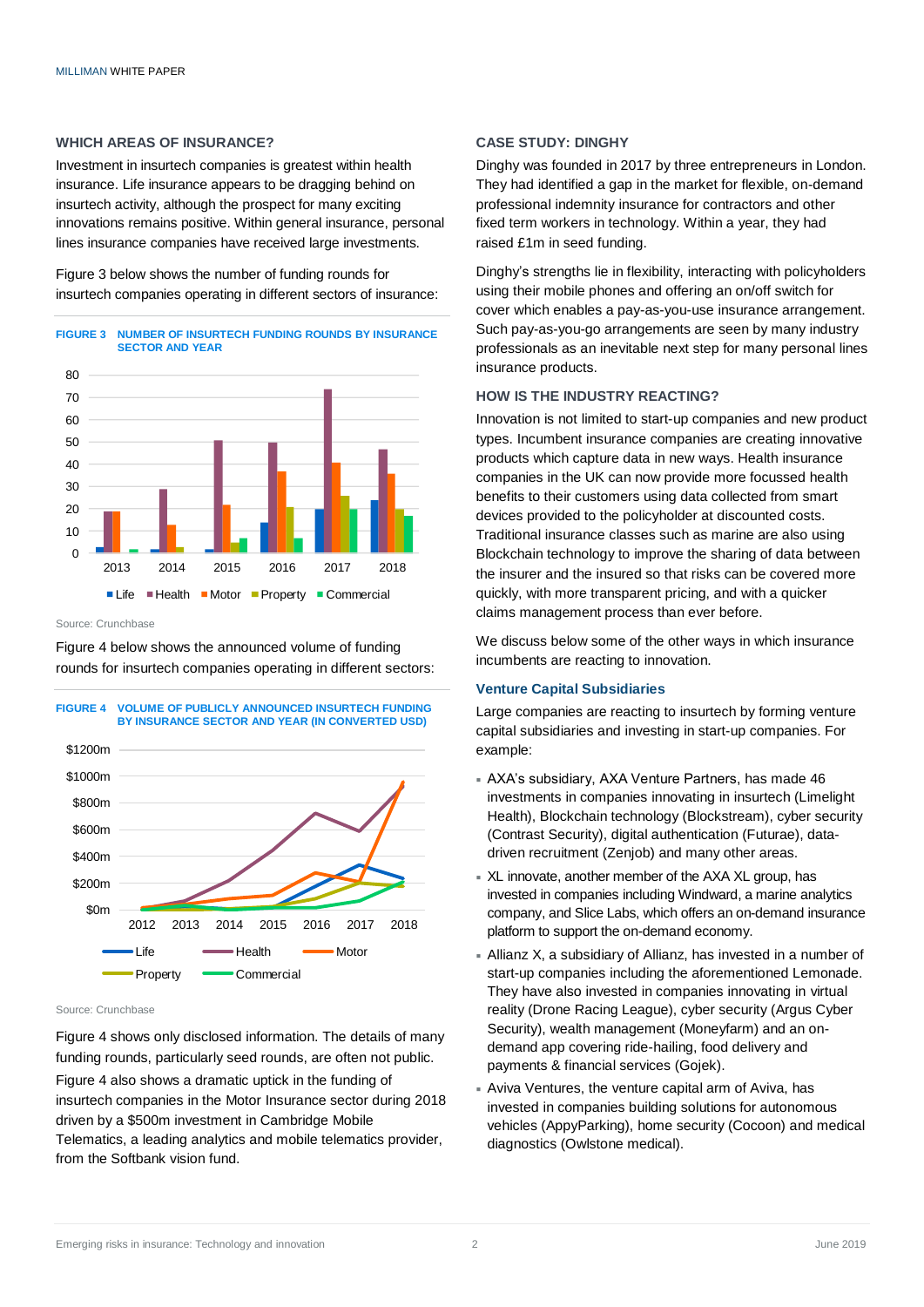### WHICH AREAS OF INSURANCE?

Investment in insurtech companies is greatest within health insurance. Life insurance appears to be dragging behind on insurtech activity, although the prospect for many exciting innovations remains positive. Within general insurance, personal lines insurance companies have received large investments.

Figure 3 below shows the number of funding rounds for insurtech companies operating in different sectors of insurance:

**FIGURE 3 NUMBER OF INSURTECH FUNDING ROUNDS BY INSURANCE SECTOR AND YEAR**

Source: Crunchbase

Figure 4 below shows the announced volume of funding rounds for insurtech companies operating in different sectors:

**FIGURE 4 VOLUME OF PUBLICLY ANNOUNCED INSURTECH FUNDING BY INSURANCE SECTOR AND YEAR (IN CONVERTED USD)**

Source: Crunchbase

Figure 4 shows only disclosed information. The details of many funding rounds, particularly seed rounds, are often not public.

Figure 4 also shows a dramatic uptick in the funding of insurtech companies in the Motor Insurance sector during 2018 driven by a $500m investment in Cambridge Mobile Telematics, a leading analytics and mobile telematics provider, from the Softbank vision fund.

### CASE STUDY: DINGHY

Dinghy was founded in 2017 by three entrepreneurs in London. They had identified a gap in the market for flexible, on-demand professional indemnity insurance for contractors and other fixed term workers in technology. Within a year, they had raised £1m in seed funding.

Dinghy's strengths lie in flexibility, interacting with policyholders using their mobile phones and offering an on/off switch for cover which enables a pay-as-you-use insurance arrangement. Such pay-as-you-go arrangements are seen by many industry professionals as an inevitable next step for many personal lines insurance products.

### HOW IS THE INDUSTRY REACTING?

Innovation is not limited to start-up companies and new product types. Incumbent insurance companies are creating innovative products which capture data in new ways. Health insurance companies in the UK can now provide more focussed health benefits to their customers using data collected from smart devices provided to the policyholder at discounted costs. Traditional insurance classes such as marine are also using Blockchain technology to improve the sharing of data between the insurer and the insured so that risks can be covered more quickly, with more transparent pricing, and with a quicker claims management process than ever before.

We discuss below some of the other ways in which insurance incumbents are reacting to innovation.

#### Venture Capital Subsidiaries

Large companies are reacting to insurtech by forming venture capital subsidiaries and investing in start-up companies. For example:

- AXA's subsidiary, AXA Venture Partners, has made 46 investments in companies innovating in insurtech (Limelight Health), Blockchain technology (Blockstream), cyber security (Contrast Security), digital authentication (Futurae), data-driven recruitment (Zenjob) and many other areas.
- XL innovate, another member of the AXA XL group, has invested in companies including Windward, a marine analytics company, and Slice Labs, which offers an on-demand insurance platform to support the on-demand economy.
- Allianz X, a subsidiary of Allianz, has invested in a number of start-up companies including the aforementioned Lemonade. They have also invested in companies innovating in virtual reality (Drone Racing League), cyber security (Argus Cyber Security), wealth management (Moneyfarm) and an on-demand app covering ride-hailing, food delivery and payments & financial services (Gojek).
- Aviva Ventures, the venture capital arm of Aviva, has invested in companies building solutions for autonomous vehicles (AppyParking), home security (Cocoon) and medical diagnostics (Owlstone medical).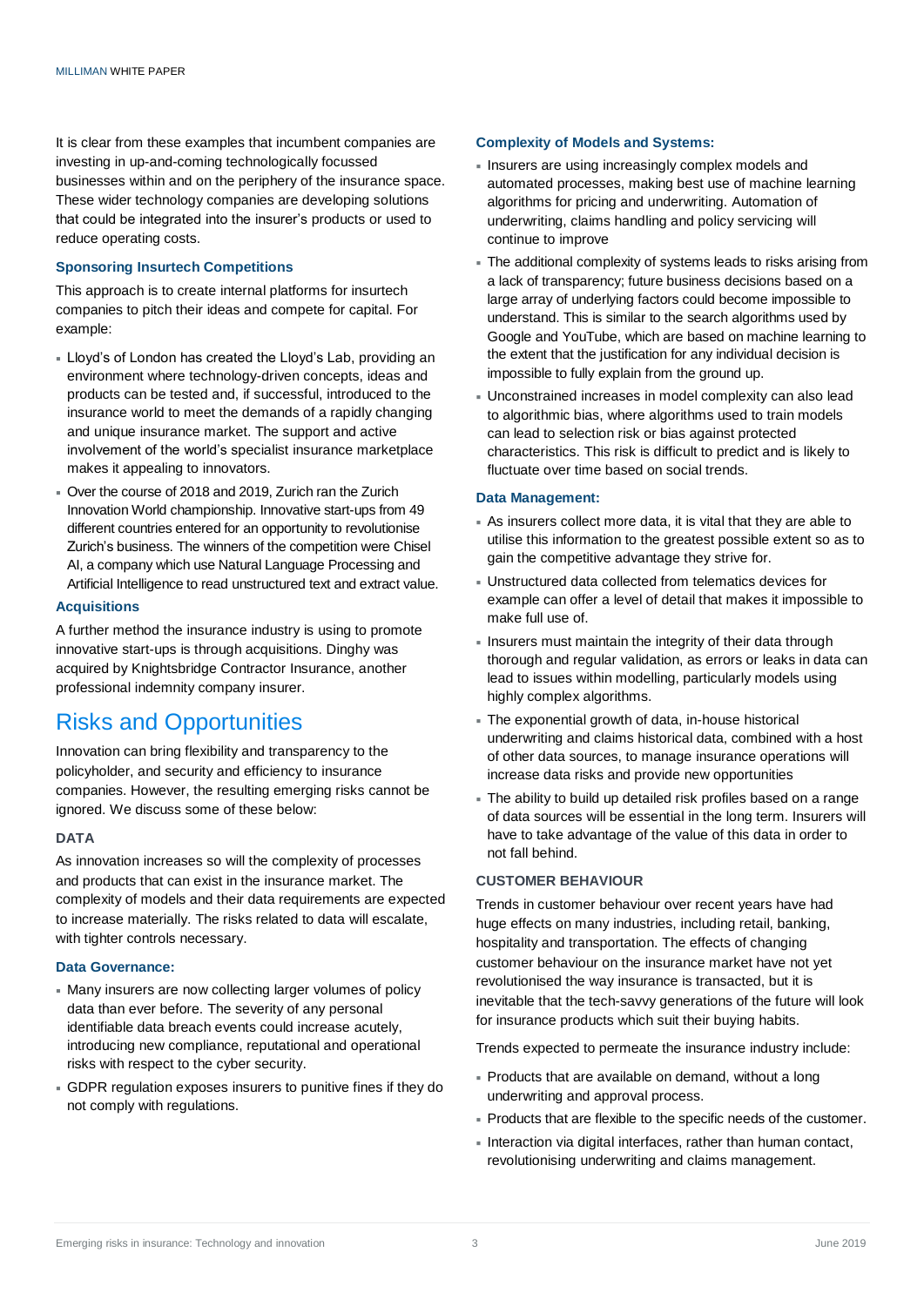It is clear from these examples that incumbent companies are investing in up-and-coming technologically focussed businesses within and on the periphery of the insurance space. These wider technology companies are developing solutions that could be integrated into the insurer's products or used to reduce operating costs.

### Sponsoring Insurtech Competitions

This approach is to create internal platforms for insurtech companies to pitch their ideas and compete for capital. For example:

- Lloyd's of London has created the Lloyd's Lab, providing an environment where technology-driven concepts, ideas and products can be tested and, if successful, introduced to the insurance world to meet the demands of a rapidly changing and unique insurance market. The support and active involvement of the world's specialist insurance marketplace makes it appealing to innovators.
- Over the course of 2018 and 2019, Zurich ran the Zurich Innovation World championship. Innovative start-ups from 49 different countries entered for an opportunity to revolutionise Zurich's business. The winners of the competition were Chisel AI, a company which use Natural Language Processing and Artificial Intelligence to read unstructured text and extract value.

### Acquisitions

A further method the insurance industry is using to promote innovative start-ups is through acquisitions. Dinghy was acquired by Knightsbridge Contractor Insurance, another professional indemnity company insurer.

## Risks and Opportunities

Innovation can bring flexibility and transparency to the policyholder, and security and efficiency to insurance companies. However, the resulting emerging risks cannot be ignored. We discuss some of these below:

### DATA

As innovation increases so will the complexity of processes and products that can exist in the insurance market. The complexity of models and their data requirements are expected to increase materially. The risks related to data will escalate, with tighter controls necessary.

#### Data Governance:

- Many insurers are now collecting larger volumes of policy data than ever before. The severity of any personal identifiable data breach events could increase acutely, introducing new compliance, reputational and operational risks with respect to the cyber security.
- GDPR regulation exposes insurers to punitive fines if they do not comply with regulations.

#### Complexity of Models and Systems:

- Insurers are using increasingly complex models and automated processes, making best use of machine learning algorithms for pricing and underwriting. Automation of underwriting, claims handling and policy servicing will continue to improve
- The additional complexity of systems leads to risks arising from a lack of transparency; future business decisions based on a large array of underlying factors could become impossible to understand. This is similar to the search algorithms used by Google and YouTube, which are based on machine learning to the extent that the justification for any individual decision is impossible to fully explain from the ground up.
- Unconstrained increases in model complexity can also lead to algorithmic bias, where algorithms used to train models can lead to selection risk or bias against protected characteristics. This risk is difficult to predict and is likely to fluctuate over time based on social trends.

#### Data Management:

- As insurers collect more data, it is vital that they are able to utilise this information to the greatest possible extent so as to gain the competitive advantage they strive for.
- Unstructured data collected from telematics devices for example can offer a level of detail that makes it impossible to make full use of.
- Insurers must maintain the integrity of their data through thorough and regular validation, as errors or leaks in data can lead to issues within modelling, particularly models using highly complex algorithms.
- The exponential growth of data, in-house historical underwriting and claims historical data, combined with a host of other data sources, to manage insurance operations will increase data risks and provide new opportunities
- The ability to build up detailed risk profiles based on a range of data sources will be essential in the long term. Insurers will have to take advantage of the value of this data in order to not fall behind.

### CUSTOMER BEHAVIOUR

Trends in customer behaviour over recent years have had huge effects on many industries, including retail, banking, hospitality and transportation. The effects of changing customer behaviour on the insurance market have not yet revolutionised the way insurance is transacted, but it is inevitable that the tech-savvy generations of the future will look for insurance products which suit their buying habits.

Trends expected to permeate the insurance industry include:

- Products that are available on demand, without a long underwriting and approval process.
- Products that are flexible to the specific needs of the customer.
- Interaction via digital interfaces, rather than human contact, revolutionising underwriting and claims management.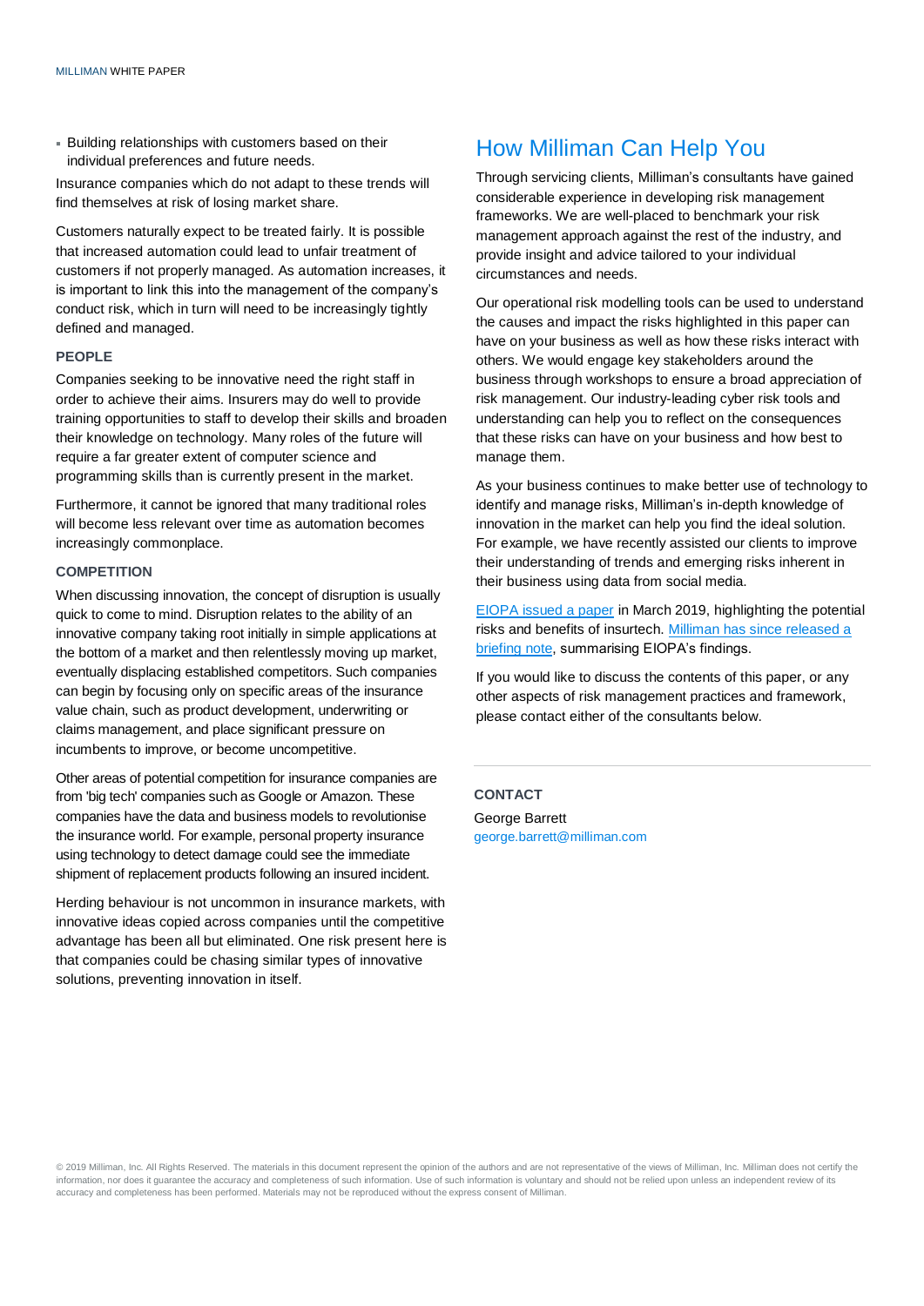- Building relationships with customers based on their individual preferences and future needs.

Insurance companies which do not adapt to these trends will find themselves at risk of losing market share.

Customers naturally expect to be treated fairly. It is possible that increased automation could lead to unfair treatment of customers if not properly managed. As automation increases, it is important to link this into the management of the company's conduct risk, which in turn will need to be increasingly tightly defined and managed.

### PEOPLE

Companies seeking to be innovative need the right staff in order to achieve their aims. Insurers may do well to provide training opportunities to staff to develop their skills and broaden their knowledge on technology. Many roles of the future will require a far greater extent of computer science and programming skills than is currently present in the market.

Furthermore, it cannot be ignored that many traditional roles will become less relevant over time as automation becomes increasingly commonplace.

### COMPETITION

When discussing innovation, the concept of disruption is usually quick to come to mind. Disruption relates to the ability of an innovative company taking root initially in simple applications at the bottom of a market and then relentlessly moving up market, eventually displacing established competitors. Such companies can begin by focusing only on specific areas of the insurance value chain, such as product development, underwriting or claims management, and place significant pressure on incumbents to improve, or become uncompetitive.

Other areas of potential competition for insurance companies are from 'big tech' companies such as Google or Amazon. These companies have the data and business models to revolutionise the insurance world. For example, personal property insurance using technology to detect damage could see the immediate shipment of replacement products following an insured incident.

Herding behaviour is not uncommon in insurance markets, with innovative ideas copied across companies until the competitive advantage has been all but eliminated. One risk present here is that companies could be chasing similar types of innovative solutions, preventing innovation in itself.

## How Milliman Can Help You

Through servicing clients, Milliman's consultants have gained considerable experience in developing risk management frameworks. We are well-placed to benchmark your risk management approach against the rest of the industry, and provide insight and advice tailored to your individual circumstances and needs.

Our operational risk modelling tools can be used to understand the causes and impact the risks highlighted in this paper can have on your business as well as how these risks interact with others. We would engage key stakeholders around the business through workshops to ensure a broad appreciation of risk management. Our industry-leading cyber risk tools and understanding can help you to reflect on the consequences that these risks can have on your business and how best to manage them.

As your business continues to make better use of technology to identify and manage risks, Milliman's in-depth knowledge of innovation in the market can help you find the ideal solution. For example, we have recently assisted our clients to improve their understanding of trends and emerging risks inherent in their business using data from social media.

EIOPA issued a paper in March 2019, highlighting the potential risks and benefits of insurtech. Milliman has since released a briefing note, summarising EIOPA's findings.

If you would like to discuss the contents of this paper, or any other aspects of risk management practices and framework, please contact either of the consultants below.

### CONTACT

George Barrett
george.barrett@milliman.com

© 2019 Milliman, Inc. All Rights Reserved. The materials in this document represent the opinion of the authors and are not representative of the views of Milliman, Inc. Milliman does not certify the information, nor does it guarantee the accuracy and completeness of such information. Use of such information is voluntary and should not be relied upon unless an independent review of its accuracy and completeness has been performed. Materials may not be reproduced without the express consent of Milliman.